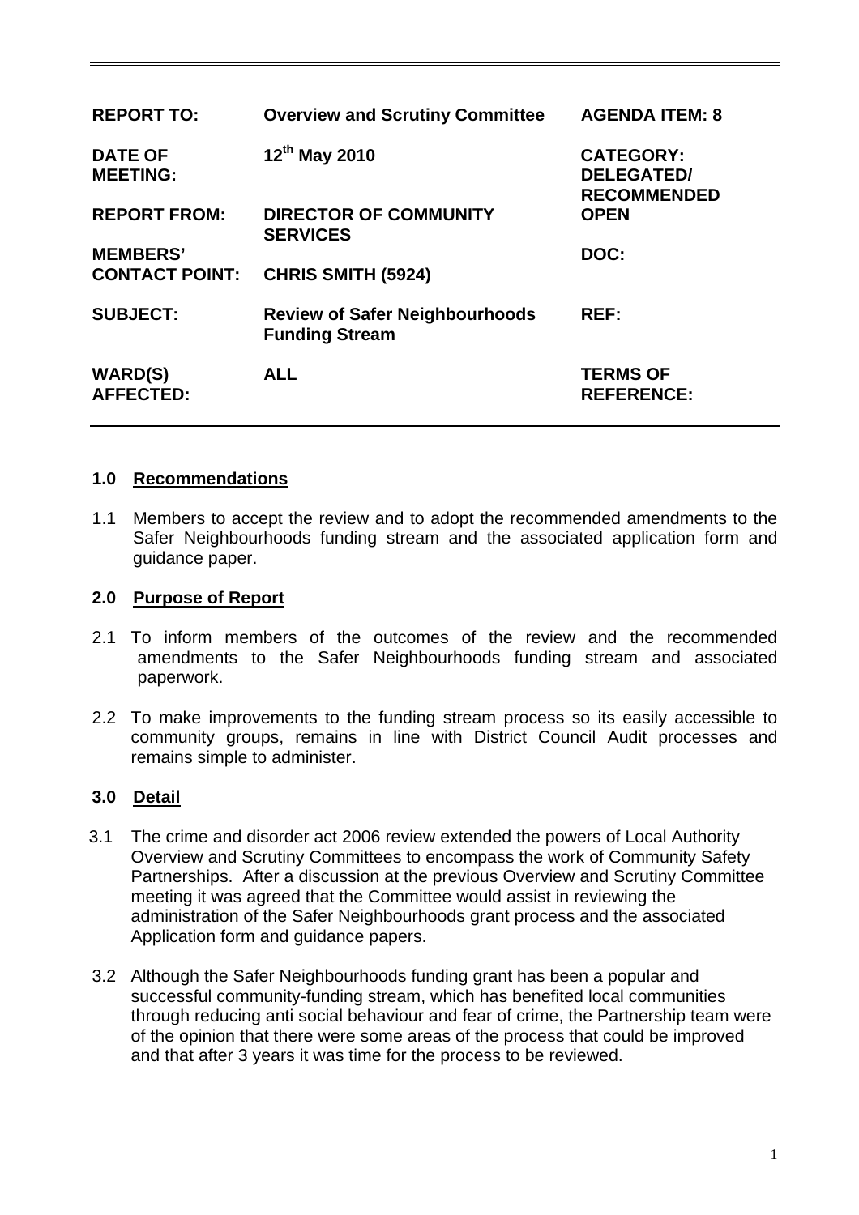| | | |
|---|---|---|
| **REPORT TO:** | **Overview and Scrutiny Committee** | **AGENDA ITEM: 8** |
| **DATE OF MEETING:** | **12th May 2010** | **CATEGORY: DELEGATED/ RECOMMENDED** |
| **REPORT FROM:** | **DIRECTOR OF COMMUNITY SERVICES** | **OPEN** |
| **MEMBERS' CONTACT POINT:** | **CHRIS SMITH (5924)** | **DOC:** |
| **SUBJECT:** | **Review of Safer Neighbourhoods Funding Stream** | **REF:** |
| **WARD(S) AFFECTED:** | **ALL** | **TERMS OF REFERENCE:** |

## 1.0 Recommendations

1.1 Members to accept the review and to adopt the recommended amendments to the Safer Neighbourhoods funding stream and the associated application form and guidance paper.

## 2.0 Purpose of Report

2.1 To inform members of the outcomes of the review and the recommended amendments to the Safer Neighbourhoods funding stream and associated paperwork.

2.2 To make improvements to the funding stream process so its easily accessible to community groups, remains in line with District Council Audit processes and remains simple to administer.

## 3.0 Detail

3.1 The crime and disorder act 2006 review extended the powers of Local Authority Overview and Scrutiny Committees to encompass the work of Community Safety Partnerships. After a discussion at the previous Overview and Scrutiny Committee meeting it was agreed that the Committee would assist in reviewing the administration of the Safer Neighbourhoods grant process and the associated Application form and guidance papers.

3.2 Although the Safer Neighbourhoods funding grant has been a popular and successful community-funding stream, which has benefited local communities through reducing anti social behaviour and fear of crime, the Partnership team were of the opinion that there were some areas of the process that could be improved and that after 3 years it was time for the process to be reviewed.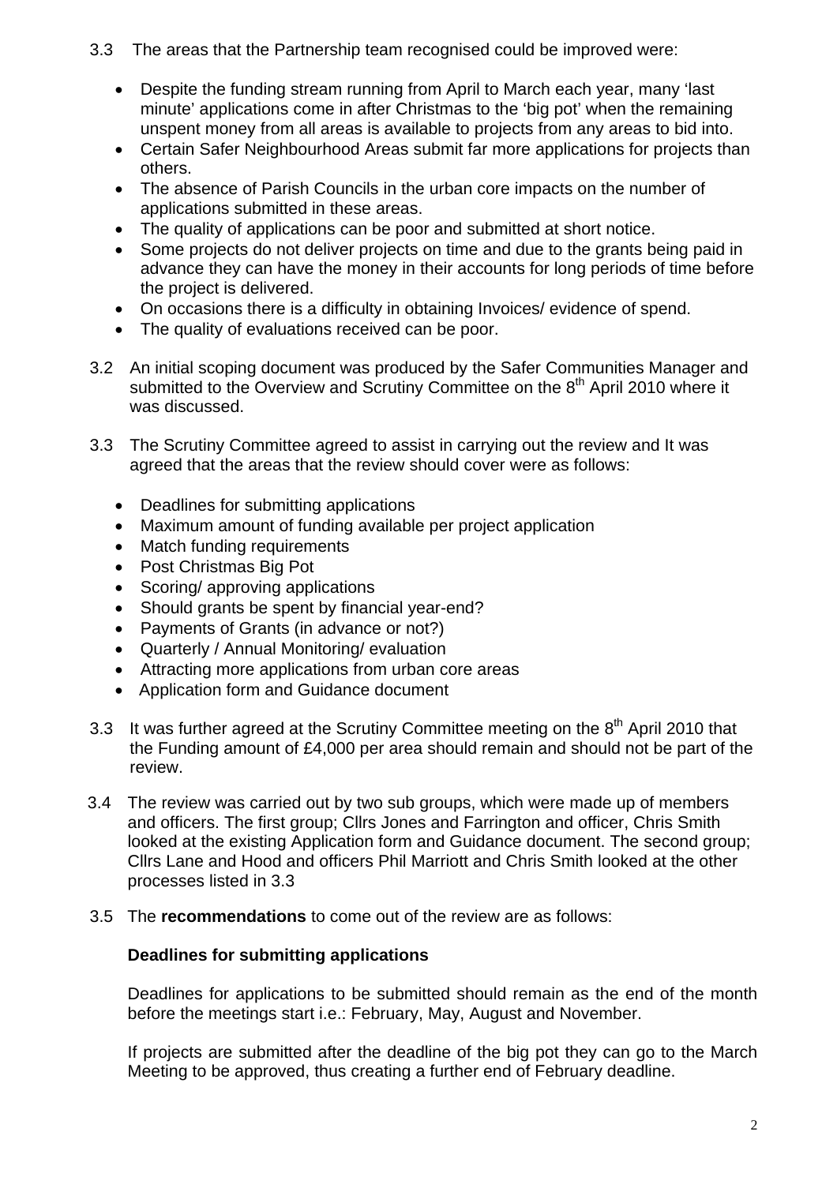3.3 The areas that the Partnership team recognised could be improved were:

- Despite the funding stream running from April to March each year, many 'last minute' applications come in after Christmas to the 'big pot' when the remaining unspent money from all areas is available to projects from any areas to bid into.
- Certain Safer Neighbourhood Areas submit far more applications for projects than others.
- The absence of Parish Councils in the urban core impacts on the number of applications submitted in these areas.
- The quality of applications can be poor and submitted at short notice.
- Some projects do not deliver projects on time and due to the grants being paid in advance they can have the money in their accounts for long periods of time before the project is delivered.
- On occasions there is a difficulty in obtaining Invoices/ evidence of spend.
- The quality of evaluations received can be poor.

3.2 An initial scoping document was produced by the Safer Communities Manager and submitted to the Overview and Scrutiny Committee on the 8th April 2010 where it was discussed.

3.3 The Scrutiny Committee agreed to assist in carrying out the review and It was agreed that the areas that the review should cover were as follows:

- Deadlines for submitting applications
- Maximum amount of funding available per project application
- Match funding requirements
- Post Christmas Big Pot
- Scoring/ approving applications
- Should grants be spent by financial year-end?
- Payments of Grants (in advance or not?)
- Quarterly / Annual Monitoring/ evaluation
- Attracting more applications from urban core areas
- Application form and Guidance document

3.3 It was further agreed at the Scrutiny Committee meeting on the 8th April 2010 that the Funding amount of £4,000 per area should remain and should not be part of the review.

3.4 The review was carried out by two sub groups, which were made up of members and officers. The first group; Cllrs Jones and Farrington and officer, Chris Smith looked at the existing Application form and Guidance document. The second group; Cllrs Lane and Hood and officers Phil Marriott and Chris Smith looked at the other processes listed in 3.3

3.5 The **recommendations** to come out of the review are as follows:

**Deadlines for submitting applications**

Deadlines for applications to be submitted should remain as the end of the month before the meetings start i.e.: February, May, August and November.

If projects are submitted after the deadline of the big pot they can go to the March Meeting to be approved, thus creating a further end of February deadline.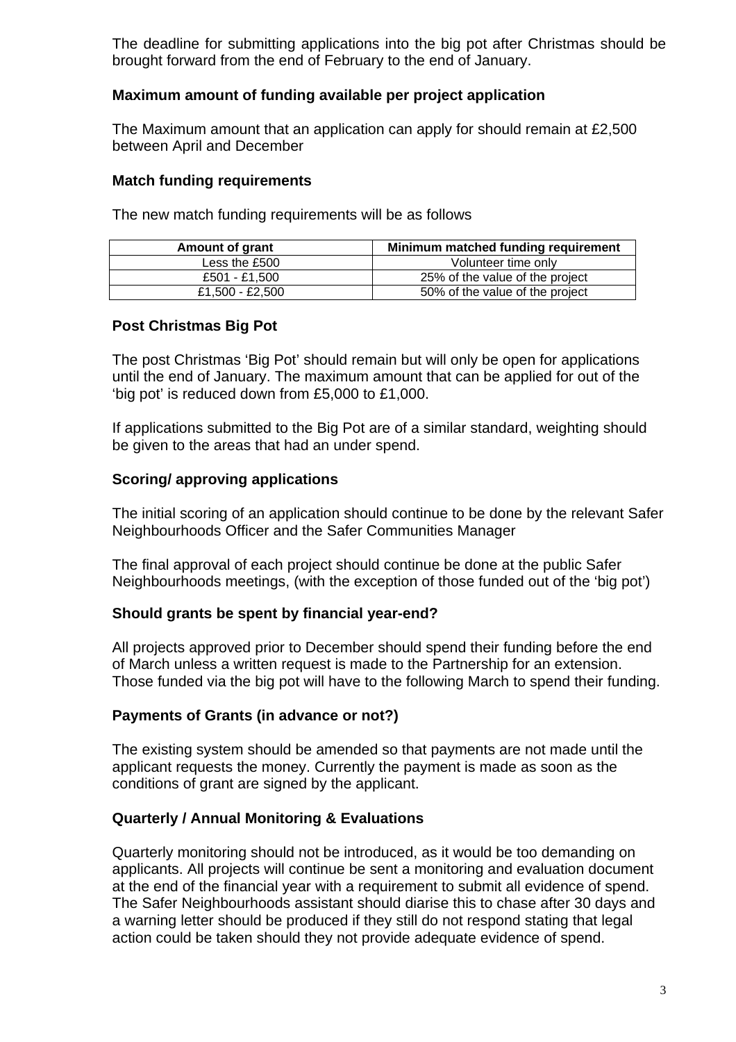The deadline for submitting applications into the big pot after Christmas should be brought forward from the end of February to the end of January.

### Maximum amount of funding available per project application

The Maximum amount that an application can apply for should remain at £2,500 between April and December

### Match funding requirements

The new match funding requirements will be as follows

| Amount of grant | Minimum matched funding requirement |
|---|---|
| Less the £500 | Volunteer time only |
| £501 - £1,500 | 25% of the value of the project |
| £1,500 - £2,500 | 50% of the value of the project |

### Post Christmas Big Pot

The post Christmas 'Big Pot' should remain but will only be open for applications until the end of January. The maximum amount that can be applied for out of the 'big pot' is reduced down from £5,000 to £1,000.

If applications submitted to the Big Pot are of a similar standard, weighting should be given to the areas that had an under spend.

### Scoring/ approving applications

The initial scoring of an application should continue to be done by the relevant Safer Neighbourhoods Officer and the Safer Communities Manager

The final approval of each project should continue be done at the public Safer Neighbourhoods meetings, (with the exception of those funded out of the 'big pot')

### Should grants be spent by financial year-end?

All projects approved prior to December should spend their funding before the end of March unless a written request is made to the Partnership for an extension. Those funded via the big pot will have to the following March to spend their funding.

### Payments of Grants (in advance or not?)

The existing system should be amended so that payments are not made until the applicant requests the money. Currently the payment is made as soon as the conditions of grant are signed by the applicant.

### Quarterly / Annual Monitoring & Evaluations

Quarterly monitoring should not be introduced, as it would be too demanding on applicants. All projects will continue be sent a monitoring and evaluation document at the end of the financial year with a requirement to submit all evidence of spend. The Safer Neighbourhoods assistant should diarise this to chase after 30 days and a warning letter should be produced if they still do not respond stating that legal action could be taken should they not provide adequate evidence of spend.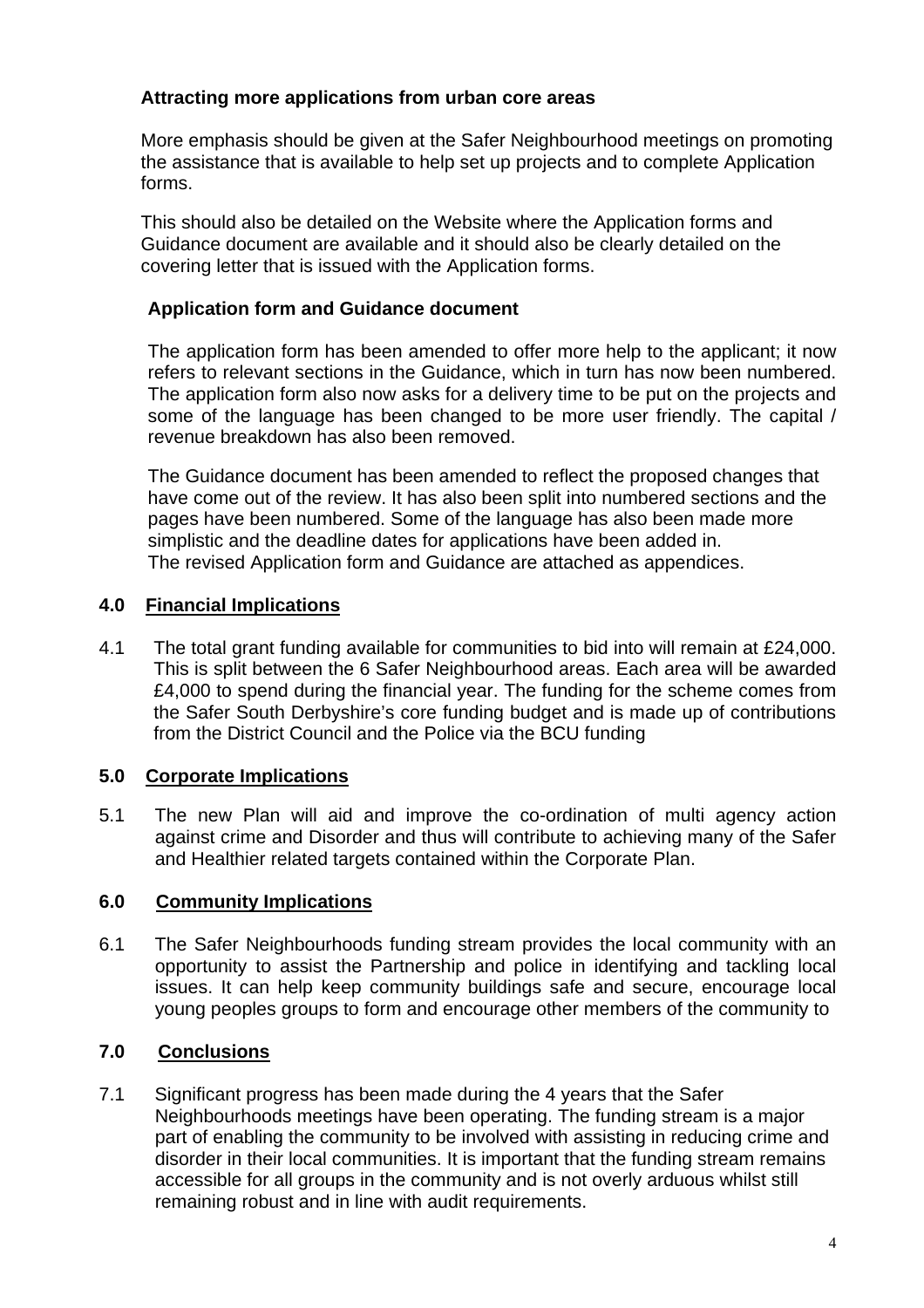**Attracting more applications from urban core areas**

More emphasis should be given at the Safer Neighbourhood meetings on promoting the assistance that is available to help set up projects and to complete Application forms.

This should also be detailed on the Website where the Application forms and Guidance document are available and it should also be clearly detailed on the covering letter that is issued with the Application forms.

**Application form and Guidance document**

The application form has been amended to offer more help to the applicant; it now refers to relevant sections in the Guidance, which in turn has now been numbered. The application form also now asks for a delivery time to be put on the projects and some of the language has been changed to be more user friendly. The capital / revenue breakdown has also been removed.

The Guidance document has been amended to reflect the proposed changes that have come out of the review. It has also been split into numbered sections and the pages have been numbered. Some of the language has also been made more simplistic and the deadline dates for applications have been added in.
The revised Application form and Guidance are attached as appendices.

## 4.0 Financial Implications

4.1 The total grant funding available for communities to bid into will remain at £24,000. This is split between the 6 Safer Neighbourhood areas. Each area will be awarded £4,000 to spend during the financial year. The funding for the scheme comes from the Safer South Derbyshire's core funding budget and is made up of contributions from the District Council and the Police via the BCU funding

## 5.0 Corporate Implications

5.1 The new Plan will aid and improve the co-ordination of multi agency action against crime and Disorder and thus will contribute to achieving many of the Safer and Healthier related targets contained within the Corporate Plan.

## 6.0 Community Implications

6.1 The Safer Neighbourhoods funding stream provides the local community with an opportunity to assist the Partnership and police in identifying and tackling local issues. It can help keep community buildings safe and secure, encourage local young peoples groups to form and encourage other members of the community to

## 7.0 Conclusions

7.1 Significant progress has been made during the 4 years that the Safer Neighbourhoods meetings have been operating. The funding stream is a major part of enabling the community to be involved with assisting in reducing crime and disorder in their local communities. It is important that the funding stream remains accessible for all groups in the community and is not overly arduous whilst still remaining robust and in line with audit requirements.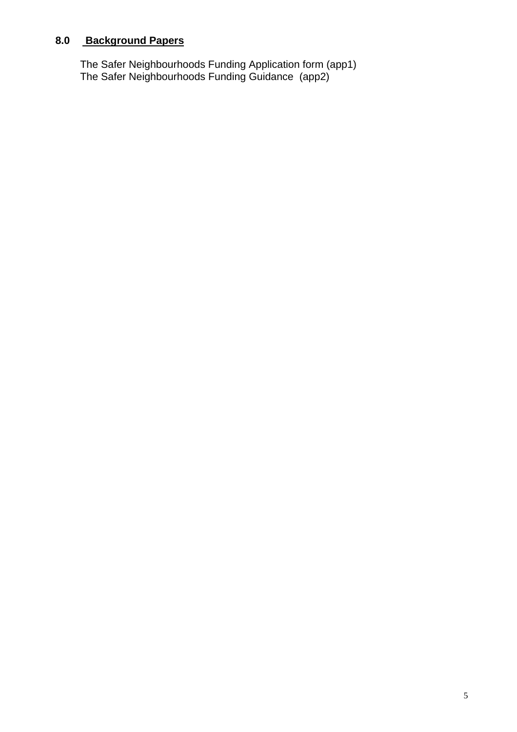## 8.0 Background Papers

The Safer Neighbourhoods Funding Application form (app1)
The Safer Neighbourhoods Funding Guidance (app2)